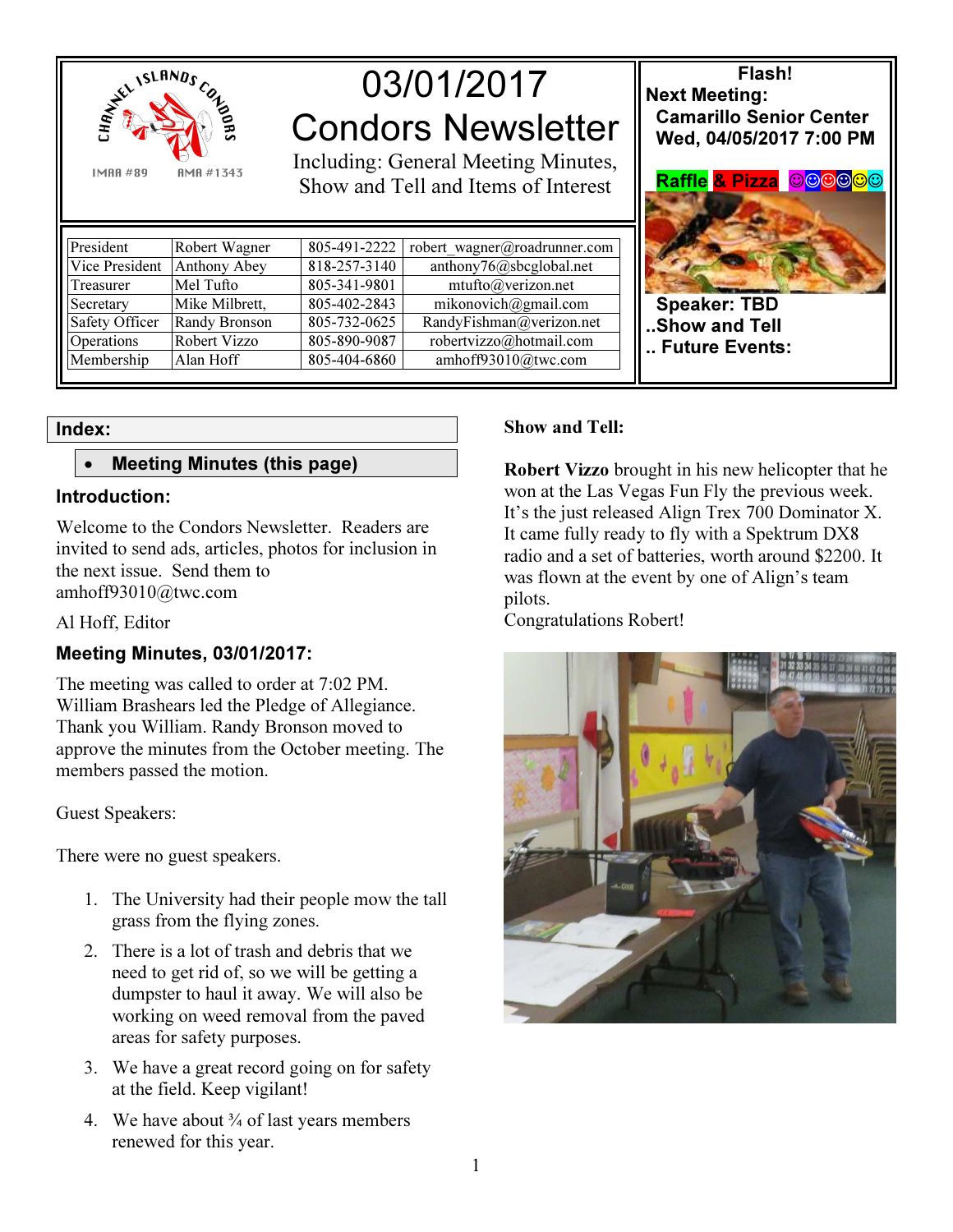# 03/01/2017 Condors Newsletter

Including: General Meeting Minutes, Show and Tell and Items of Interest

| President | Robert Wagner | 805-491-2222 | robert_wagner@roadrunner.com |
|---|---|---|---|
| Vice President | Anthony Abey | 818-257-3140 | anthony76@sbcglobal.net |
| Treasurer | Mel Tufto | 805-341-9801 | mtufto@verizon.net |
| Secretary | Mike Milbrett, | 805-402-2843 | mikonovich@gmail.com |
| Safety Officer | Randy Bronson | 805-732-0625 | RandyFishman@verizon.net |
| Operations | Robert Vizzo | 805-890-9087 | robertvizzo@hotmail.com |
| Membership | Alan Hoff | 805-404-6860 | amhoff93010@twc.com |

**Flash!**

**Next Meeting:**
**Camarillo Senior Center**
**Wed, 04/05/2017 7:00 PM**

**Raffle & Pizza** ☺☺☺☺☺☺

**Speaker: TBD**
**..Show and Tell**
**.. Future Events:**

## Index:

- **Meeting Minutes (this page)**

## Introduction:

Welcome to the Condors Newsletter. Readers are invited to send ads, articles, photos for inclusion in the next issue. Send them to amhoff93010@twc.com

Al Hoff, Editor

## Meeting Minutes, 03/01/2017:

The meeting was called to order at 7:02 PM. William Brashears led the Pledge of Allegiance. Thank you William. Randy Bronson moved to approve the minutes from the October meeting. The members passed the motion.

Guest Speakers:

There were no guest speakers.

1. The University had their people mow the tall grass from the flying zones.
2. There is a lot of trash and debris that we need to get rid of, so we will be getting a dumpster to haul it away. We will also be working on weed removal from the paved areas for safety purposes.
3. We have a great record going on for safety at the field. Keep vigilant!
4. We have about ¾ of last years members renewed for this year.

**Show and Tell:**

**Robert Vizzo** brought in his new helicopter that he won at the Las Vegas Fun Fly the previous week. It's the just released Align Trex 700 Dominator X. It came fully ready to fly with a Spektrum DX8 radio and a set of batteries, worth around $2200. It was flown at the event by one of Align's team pilots.
Congratulations Robert!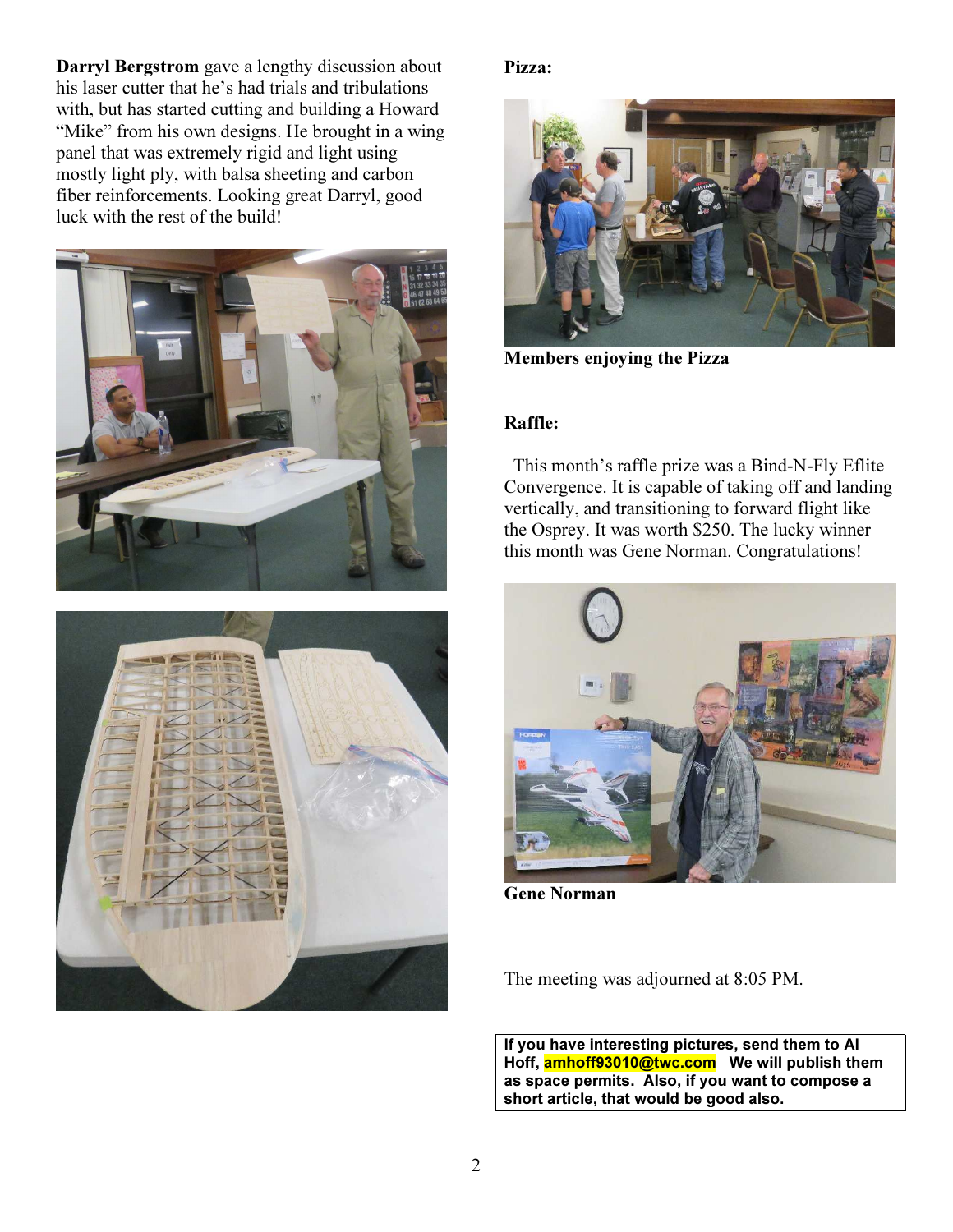**Darryl Bergstrom** gave a lengthy discussion about his laser cutter that he's had trials and tribulations with, but has started cutting and building a Howard "Mike" from his own designs. He brought in a wing panel that was extremely rigid and light using mostly light ply, with balsa sheeting and carbon fiber reinforcements. Looking great Darryl, good luck with the rest of the build!

**Pizza:**

**Members enjoying the Pizza**

**Raffle:**

This month's raffle prize was a Bind-N-Fly Eflite Convergence. It is capable of taking off and landing vertically, and transitioning to forward flight like the Osprey. It was worth $250. The lucky winner this month was Gene Norman. Congratulations!

**Gene Norman**

The meeting was adjourned at 8:05 PM.

**If you have interesting pictures, send them to Al Hoff, amhoff93010@twc.com We will publish them as space permits. Also, if you want to compose a short article, that would be good also.**